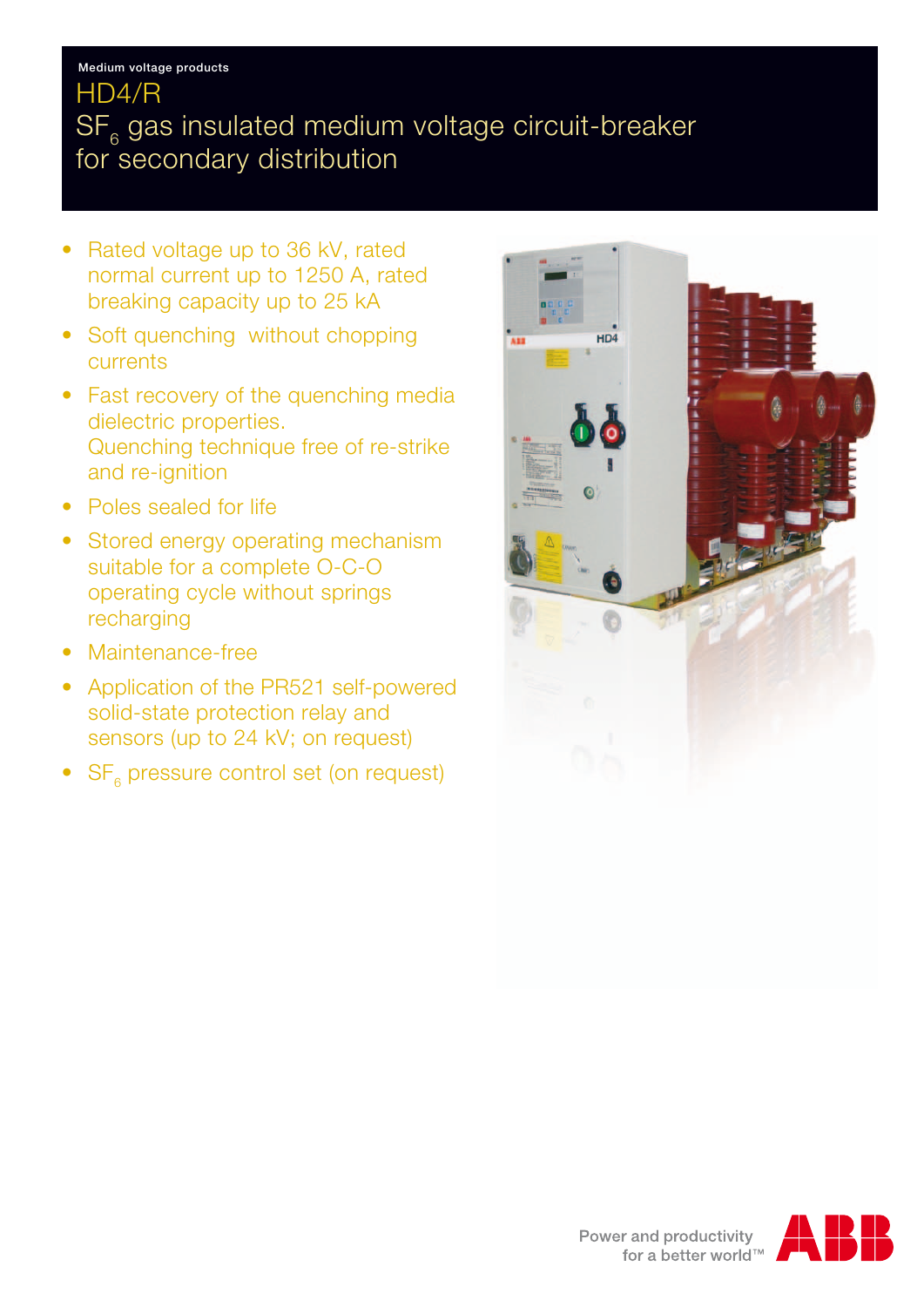Medium voltage products

# HD4/R

# $SF_6$ gas insulated medium voltage circuit-breaker for secondary distribution

- Rated voltage up to 36 kV, rated normal current up to 1250 A, rated breaking capacity up to 25 kA
- Soft quenching without chopping currents
- Fast recovery of the quenching media dielectric properties. Quenching technique free of re-strike and re-ignition
- Poles sealed for life
- Stored energy operating mechanism suitable for a complete O-C-O operating cycle without springs recharging
- Maintenance-free
- Application of the PR521 self-powered solid-state protection relay and sensors (up to 24 kV; on request)
- $SF_6$ pressure control set (on request)

Power and productivity for a better world™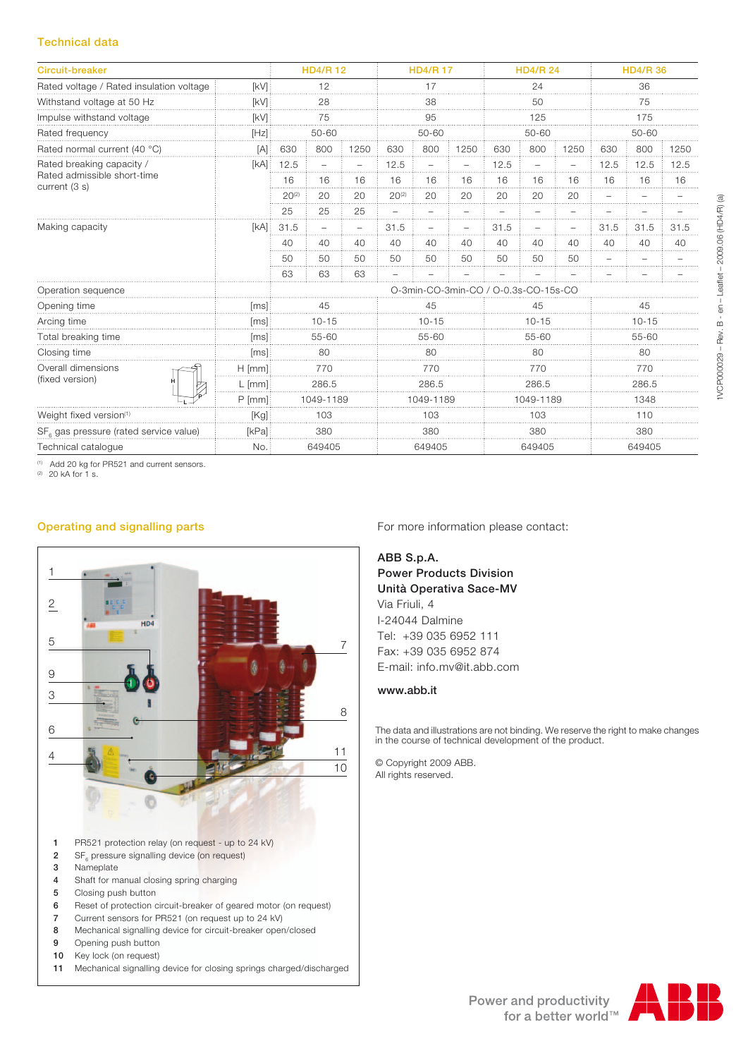## Technical data

| Circuit-breaker | | HD4/R 12 | | | HD4/R 17 | | | HD4/R 24 | | | HD4/R 36 | | |
|---|---|---|---|---|---|---|---|---|---|---|---|---|---|
| Rated voltage / Rated insulation voltage | [kV] | 12 | | | 17 | | | 24 | | | 36 | | |
| Withstand voltage at 50 Hz | [kV] | 28 | | | 38 | | | 50 | | | 75 | | |
| Impulse withstand voltage | [kV] | 75 | | | 95 | | | 125 | | | 175 | | |
| Rated frequency | [Hz] | 50-60 | | | 50-60 | | | 50-60 | | | 50-60 | | |
| Rated normal current (40 °C) | [A] | 630 | 800 | 1250 | 630 | 800 | 1250 | 630 | 800 | 1250 | 630 | 800 | 1250 |
| Rated breaking capacity / Rated admissible short-time current (3 s) | [kA] | 12.5 | – | – | 12.5 | – | – | 12.5 | – | – | 12.5 | 12.5 | 12.5 |
| | | 16 | 16 | 16 | 16 | 16 | 16 | 16 | 16 | 16 | 16 | 16 | 16 |
| | | 20[2] | 20 | 20 | 20[2] | 20 | 20 | 20 | 20 | 20 | – | – | – |
| | | 25 | 25 | 25 | – | – | – | – | – | – | – | – | – |
| Making capacity | [kA] | 31.5 | – | – | 31.5 | – | – | 31.5 | – | – | 31.5 | 31.5 | 31.5 |
| | | 40 | 40 | 40 | 40 | 40 | 40 | 40 | 40 | 40 | 40 | 40 | 40 |
| | | 50 | 50 | 50 | 50 | 50 | 50 | 50 | 50 | 50 | – | – | – |
| | | 63 | 63 | 63 | – | – | – | – | – | – | – | – | – |
| Operation sequence | | O-3min-CO-3min-CO / O-0.3s-CO-15s-CO | | | | | | | | | | | |
| Opening time | [ms] | 45 | | | 45 | | | 45 | | | 45 | | |
| Arcing time | [ms] | 10-15 | | | 10-15 | | | 10-15 | | | 10-15 | | |
| Total breaking time | [ms] | 55-60 | | | 55-60 | | | 55-60 | | | 55-60 | | |
| Closing time | [ms] | 80 | | | 80 | | | 80 | | | 80 | | |
| Overall dimensions (fixed version) | H [mm] | 770 | | | 770 | | | 770 | | | 770 | | |
| | L [mm] | 286.5 | | | 286.5 | | | 286.5 | | | 286.5 | | |
| | P [mm] | 1049-1189 | | | 1049-1189 | | | 1049-1189 | | | 1348 | | |
| Weight fixed version[1] | [Kg] | 103 | | | 103 | | | 103 | | | 110 | | |
| $SF_6$ gas pressure (rated service value) | [kPa] | 380 | | | 380 | | | 380 | | | 380 | | |
| Technical catalogue | No. | 649405 | | | 649405 | | | 649405 | | | 649405 | | |

[1] Add 20 kg for PR521 and current sensors.
[2] 20 kA for 1 s.

## Operating and signalling parts

1. PR521 protection relay (on request - up to 24 kV)
2. $SF_6$ pressure signalling device (on request)
3. Nameplate
4. Shaft for manual closing spring charging
5. Closing push button
6. Reset of protection circuit-breaker of geared motor (on request)
7. Current sensors for PR521 (on request up to 24 kV)
8. Mechanical signalling device for circuit-breaker open/closed
9. Opening push button
10. Key lock (on request)
11. Mechanical signalling device for closing springs charged/discharged

For more information please contact:

**ABB S.p.A.**
**Power Products Division**
**Unità Operativa Sace-MV**
Via Friuli, 4
I-24044 Dalmine
Tel: +39 035 6952 111
Fax: +39 035 6952 874
E-mail: info.mv@it.abb.com

**www.abb.it**

The data and illustrations are not binding. We reserve the right to make changes in the course of technical development of the product.

© Copyright 2009 ABB.
All rights reserved.

1VCP000029 – Rev. B - en – Leaflet – 2009.06 (HD4/R) (a)

Power and productivity
for a better world™